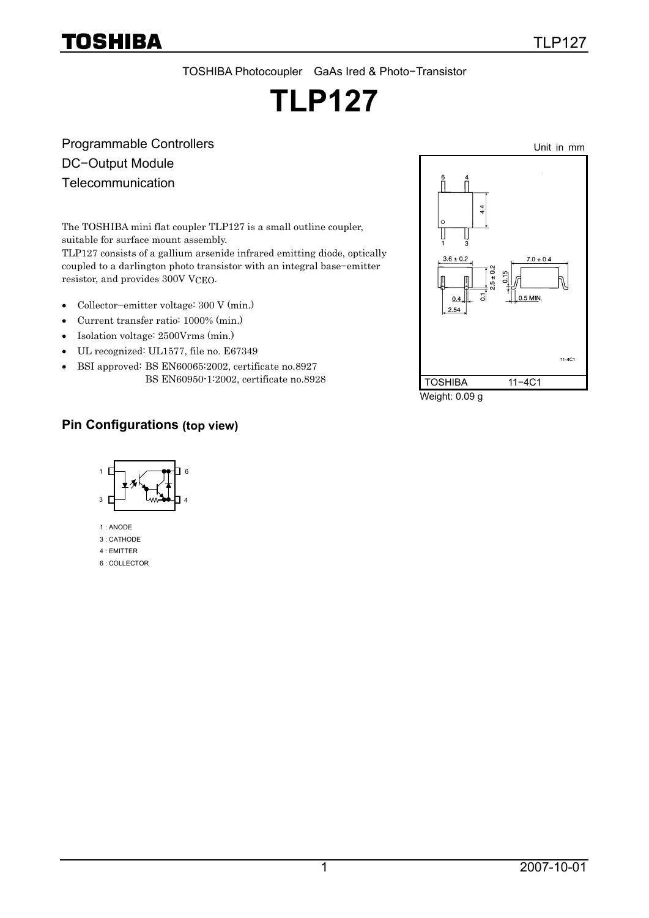TOSHIBA Photocoupler GaAs Ired & Photo−Transistor

# TLP127

Programmable Controllers

DC−Output Module

Telecommunication

The TOSHIBA mini flat coupler TLP127 is a small outline coupler, suitable for surface mount assembly.

TLP127 consists of a gallium arsenide infrared emitting diode, optically coupled to a darlington photo transistor with an integral base−emitter resistor, and provides 300V $V_{CEO}$.

- Collector−emitter voltage: 300 V (min.)
- Current transfer ratio: 1000% (min.)
- Isolation voltage: 2500Vrms (min.)
- UL recognized: UL1577, file no. E67349
- BSI approved: BS EN60065:2002, certificate no.8927
  BS EN60950-1:2002, certificate no.8928

Unit in mm

6 4

4.4

1 3

3.6 ± 0.2

7.0 ± 0.4

2.5 ± 0.2

0.15

0.1

0.4

0.5 MIN.

2.54

11-4C1

TOSHIBA 11−4C1

Weight: 0.09 g

## Pin Configurations (top view)

1 6

3 4

1 : ANODE
3 : CATHODE
4 : EMITTER
6 : COLLECTOR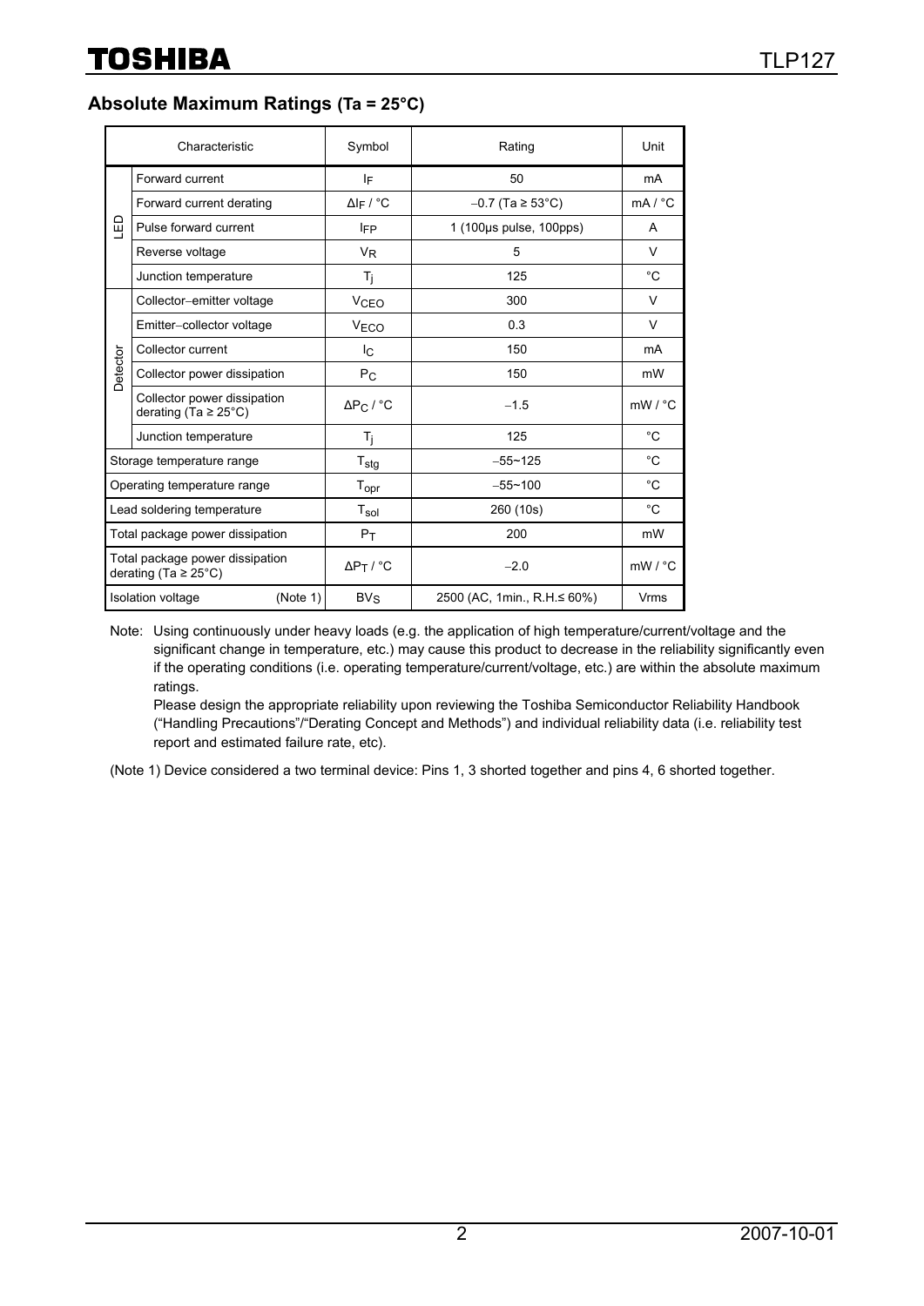## Absolute Maximum Ratings (Ta = 25°C)

| Characteristic | | Symbol | Rating | Unit |
|---|---|---|---|---|
| LED | Forward current | $I_F$ | 50 | mA |
| | Forward current derating | $\Delta I_F$ / °C | −0.7 (Ta ≥ 53°C) | mA / °C |
| | Pulse forward current | $I_{FP}$ | 1 (100μs pulse, 100pps) | A |
| | Reverse voltage | $V_R$ | 5 | V |
| | Junction temperature | $T_j$ | 125 | °C |
| Detector | Collector−emitter voltage | $V_{CEO}$ | 300 | V |
| | Emitter−collector voltage | $V_{ECO}$ | 0.3 | V |
| | Collector current | $I_C$ | 150 | mA |
| | Collector power dissipation | $P_C$ | 150 | mW |
| | Collector power dissipation derating (Ta ≥ 25°C) | $\Delta P_C$ / °C | −1.5 | mW / °C |
| | Junction temperature | $T_j$ | 125 | °C |
| Storage temperature range | | $T_{stg}$ | −55~125 | °C |
| Operating temperature range | | $T_{opr}$ | −55~100 | °C |
| Lead soldering temperature | | $T_{sol}$ | 260 (10s) | °C |
| Total package power dissipation | | $P_T$ | 200 | mW |
| Total package power dissipation derating (Ta ≥ 25°C) | | $\Delta P_T$ / °C | −2.0 | mW / °C |
| Isolation voltage (Note 1) | | $BV_S$ | 2500 (AC, 1min., R.H.≤ 60%) | Vrms |

Note: Using continuously under heavy loads (e.g. the application of high temperature/current/voltage and the significant change in temperature, etc.) may cause this product to decrease in the reliability significantly even if the operating conditions (i.e. operating temperature/current/voltage, etc.) are within the absolute maximum ratings.
Please design the appropriate reliability upon reviewing the Toshiba Semiconductor Reliability Handbook ("Handling Precautions"/"Derating Concept and Methods") and individual reliability data (i.e. reliability test report and estimated failure rate, etc).

(Note 1) Device considered a two terminal device: Pins 1, 3 shorted together and pins 4, 6 shorted together.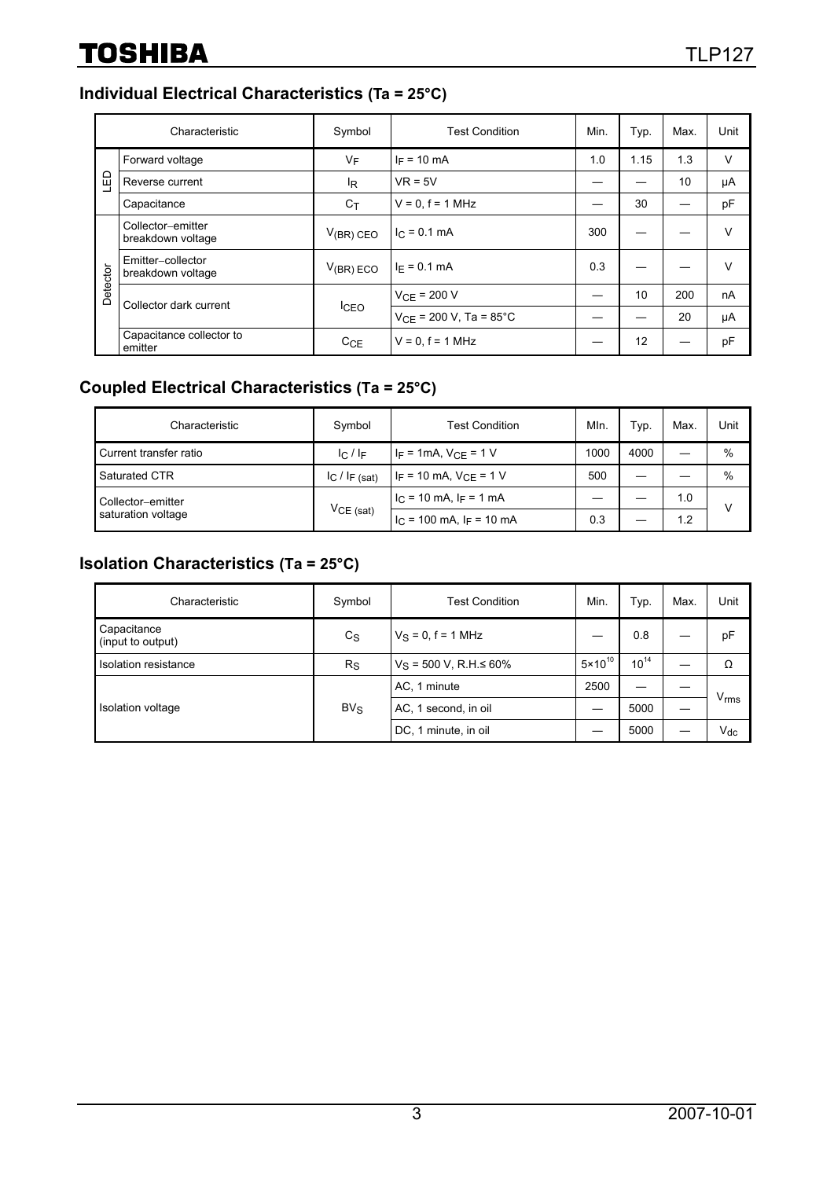## Individual Electrical Characteristics (Ta = 25°C)

| | Characteristic | Symbol | Test Condition | Min. | Typ. | Max. | Unit |
|---|---|---|---|---|---|---|---|
| LED | Forward voltage | $V_F$ | $I_F$ = 10 mA | 1.0 | 1.15 | 1.3 | V |
| | Reverse current | $I_R$ | VR = 5V | — | — | 10 | μA |
| | Capacitance | $C_T$ | V = 0, f = 1 MHz | — | 30 | — | pF |
| Detector | Collector−emitter breakdown voltage | $V_{(BR)\ CEO}$ | $I_C$ = 0.1 mA | 300 | — | — | V |
| | Emitter−collector breakdown voltage | $V_{(BR)\ ECO}$ | $I_E$ = 0.1 mA | 0.3 | — | — | V |
| | Collector dark current | $I_{CEO}$ | $V_{CE}$ = 200 V | — | 10 | 200 | nA |
| | | | $V_{CE}$ = 200 V, Ta = 85°C | — | — | 20 | μA |
| | Capacitance collector to emitter | $C_{CE}$ | V = 0, f = 1 MHz | — | 12 | — | pF |

## Coupled Electrical Characteristics (Ta = 25°C)

| Characteristic | Symbol | Test Condition | MIn. | Typ. | Max. | Unit |
|---|---|---|---|---|---|---|
| Current transfer ratio | $I_C$ / $I_F$ | $I_F$ = 1mA, $V_{CE}$ = 1 V | 1000 | 4000 | — | % |
| Saturated CTR | $I_C$ / $I_{F\ (sat)}$ | $I_F$ = 10 mA, $V_{CE}$ = 1 V | 500 | — | — | % |
| Collector−emitter saturation voltage | $V_{CE\ (sat)}$ | $I_C$ = 10 mA, $I_F$ = 1 mA | — | — | 1.0 | V |
| | | $I_C$ = 100 mA, $I_F$ = 10 mA | 0.3 | — | 1.2 | |

## Isolation Characteristics (Ta = 25°C)

| Characteristic | Symbol | Test Condition | Min. | Typ. | Max. | Unit |
|---|---|---|---|---|---|---|
| Capacitance (input to output) | $C_S$ | $V_S$ = 0, f = 1 MHz | — | 0.8 | — | pF |
| Isolation resistance | $R_S$ | $V_S$ = 500 V, R.H.≤ 60% | $5\times10^{10}$ | $10^{14}$ | — | Ω |
| Isolation voltage | $BV_S$ | AC, 1 minute | 2500 | — | — | $V_{rms}$ |
| | | AC, 1 second, in oil | — | 5000 | — | |
| | | DC, 1 minute, in oil | — | 5000 | — | $V_{dc}$ |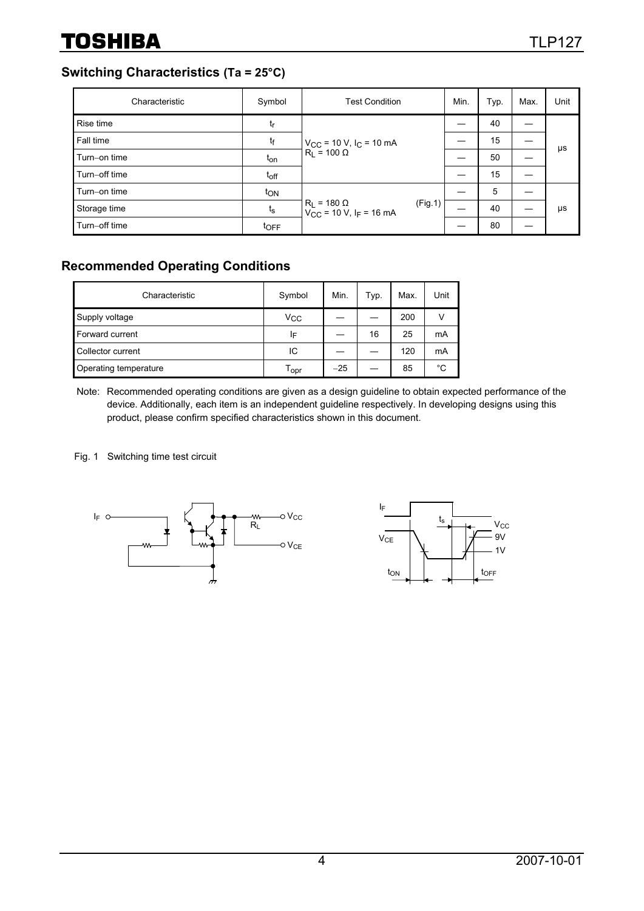## Switching Characteristics (Ta = 25°C)

| Characteristic | Symbol | Test Condition | Min. | Typ. | Max. | Unit |
|---|---|---|---|---|---|---|
| Rise time | $t_r$ | $V_{CC}$ = 10 V, $I_C$ = 10 mA<br>$R_L$ = 100 Ω | — | 40 | — | μs |
| Fall time | $t_f$ | | — | 15 | — | |
| Turn−on time | $t_{on}$ | | — | 50 | — | |
| Turn−off time | $t_{off}$ | | — | 15 | — | |
| Turn−on time | $t_{ON}$ | $R_L$ = 180 Ω (Fig.1)<br>$V_{CC}$ = 10 V, $I_F$ = 16 mA | — | 5 | — | μs |
| Storage time | $t_s$ | | — | 40 | — | |
| Turn−off time | $t_{OFF}$ | | — | 80 | — | |

## Recommended Operating Conditions

| Characteristic | Symbol | Min. | Typ. | Max. | Unit |
|---|---|---|---|---|---|
| Supply voltage | $V_{CC}$ | — | — | 200 | V |
| Forward current | $I_F$ | — | 16 | 25 | mA |
| Collector current | IC | — | — | 120 | mA |
| Operating temperature | $T_{opr}$ | −25 | — | 85 | °C |

Note: Recommended operating conditions are given as a design guideline to obtain expected performance of the device. Additionally, each item is an independent guideline respectively. In developing designs using this product, please confirm specified characteristics shown in this document.

Fig. 1 Switching time test circuit

$I_F$

$R_L$

$V_{CC}$

$V_{CE}$

$I_F$

$t_s$

$V_{CE}$

$V_{CC}$

9V

1V

$t_{ON}$

$t_{OFF}$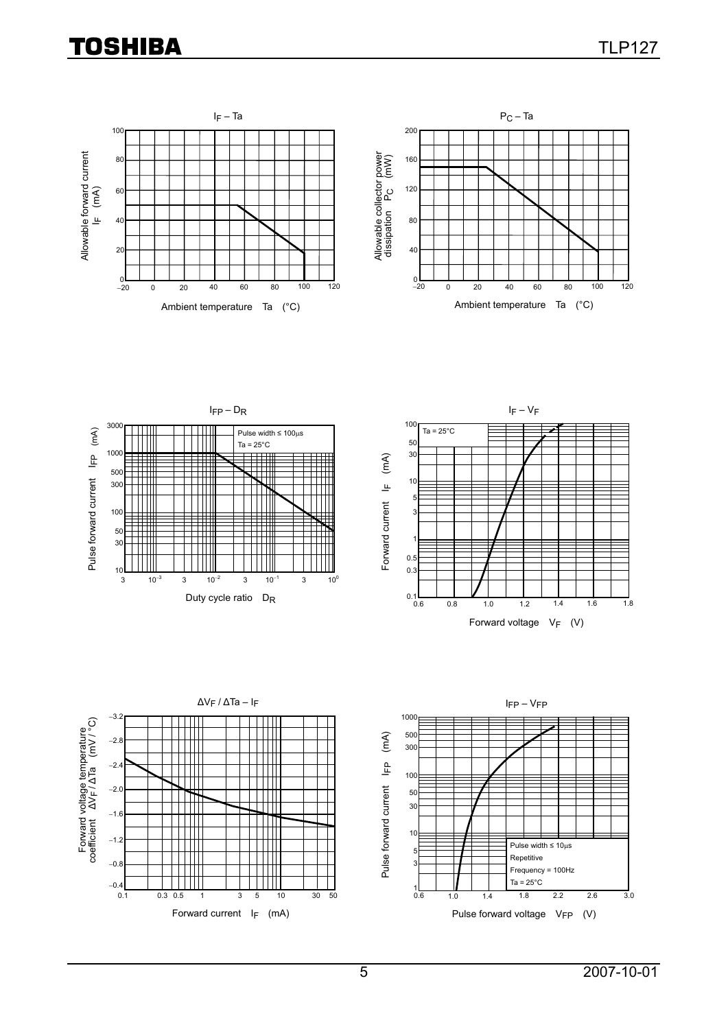$I_F$ – Ta

Allowable forward current $I_F$ (mA)

100
80
60
40
20
0

–20 0 20 40 60 80 100 120

Ambient temperature Ta (°C)

$P_C$ – Ta

Allowable collector power dissipation $P_C$ (mW)

200
160
120
80
40
0

–20 0 20 40 60 80 100 120

Ambient temperature Ta (°C)

$I_{FP}$ – $D_R$

Pulse width ≤ 100μs
Ta = 25°C

Pulse forward current $I_{FP}$ (mA)

3000
1000
500
300
100
50
30
10

3 $10^{-3}$ 3 $10^{-2}$ 3 $10^{-1}$ 3 $10^{0}$

Duty cycle ratio $D_R$

$I_F$ – $V_F$

Ta = 25°C

Forward current $I_F$ (mA)

100
50
30
10
5
3
1
0.5
0.3
0.1

0.6 0.8 1.0 1.2 1.4 1.6 1.8

Forward voltage $V_F$ (V)

$\Delta V_F / \Delta Ta$ – $I_F$

Forward voltage temperature coefficient $\Delta V_F / \Delta Ta$ (mV / °C)

–3.2
–2.8
–2.4
–2.0
–1.6
–1.2
–0.8
–0.4

0.1 0.3 0.5 1 3 5 10 30 50

Forward current $I_F$ (mA)

$I_{FP}$ – $V_{FP}$

Pulse width ≤ 10μs
Repetitive
Frequency = 100Hz
Ta = 25°C

Pulse forward current $I_{FP}$ (mA)

1000
500
300
100
50
30
10
5
3
1

0.6 1.0 1.4 1.8 2.2 2.6 3.0

Pulse forward voltage $V_{FP}$ (V)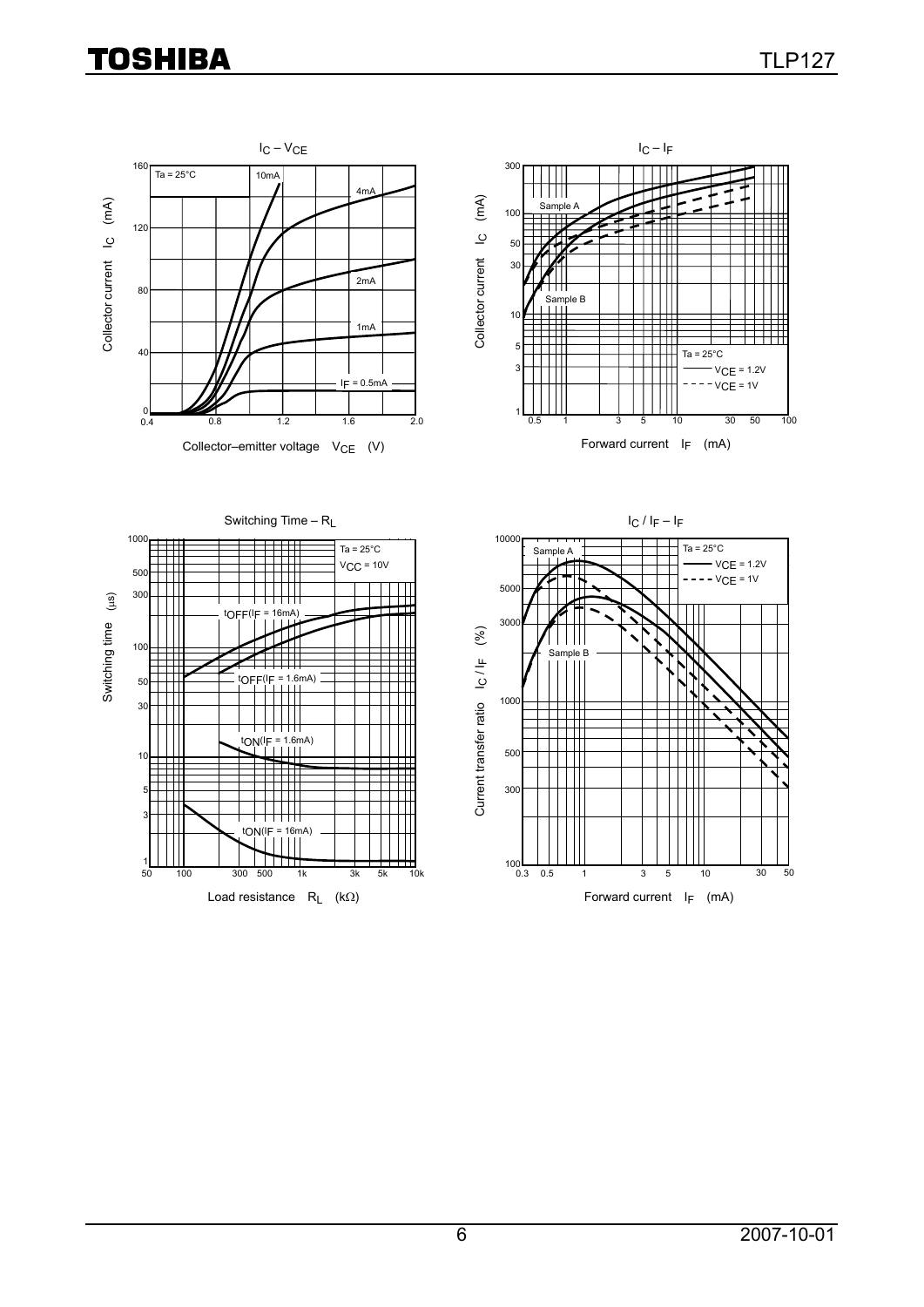$I_C – V_{CE}$

Ta = 25°C

10mA

4mA

2mA

1mA

$I_F$ = 0.5mA

Collector current $I_C$ (mA)

160
120
80
40
0

0.4 0.8 1.2 1.6 2.0

Collector–emitter voltage $V_{CE}$ (V)

$I_C – I_F$

Sample A

Sample B

Ta = 25°C

$V_{CE}$ = 1.2V

$V_{CE}$ = 1V

Collector current $I_C$ (mA)

300
100
50
30
10
5
3
1

0.5 1 3 5 10 30 50 100

Forward current $I_F$ (mA)

Switching Time – $R_L$

Ta = 25°C

$V_{CC}$ = 10V

$t_{OFF}$($I_F$ = 16mA)

$t_{OFF}$($I_F$ = 1.6mA)

$t_{ON}$($I_F$ = 1.6mA)

$t_{ON}$($I_F$ = 16mA)

Switching time (μs)

1000
500
300
100
50
30
10
5
3
1

50 100 300 500 1k 3k 5k 10k

Load resistance $R_L$ (kΩ)

$I_C / I_F – I_F$

Sample A

Sample B

Ta = 25°C

$V_{CE}$ = 1.2V

$V_{CE}$ = 1V

Current transfer ratio $I_C / I_F$ (%)

10000
5000
3000
1000
500
300
100

0.3 0.5 1 3 5 10 30 50

Forward current $I_F$ (mA)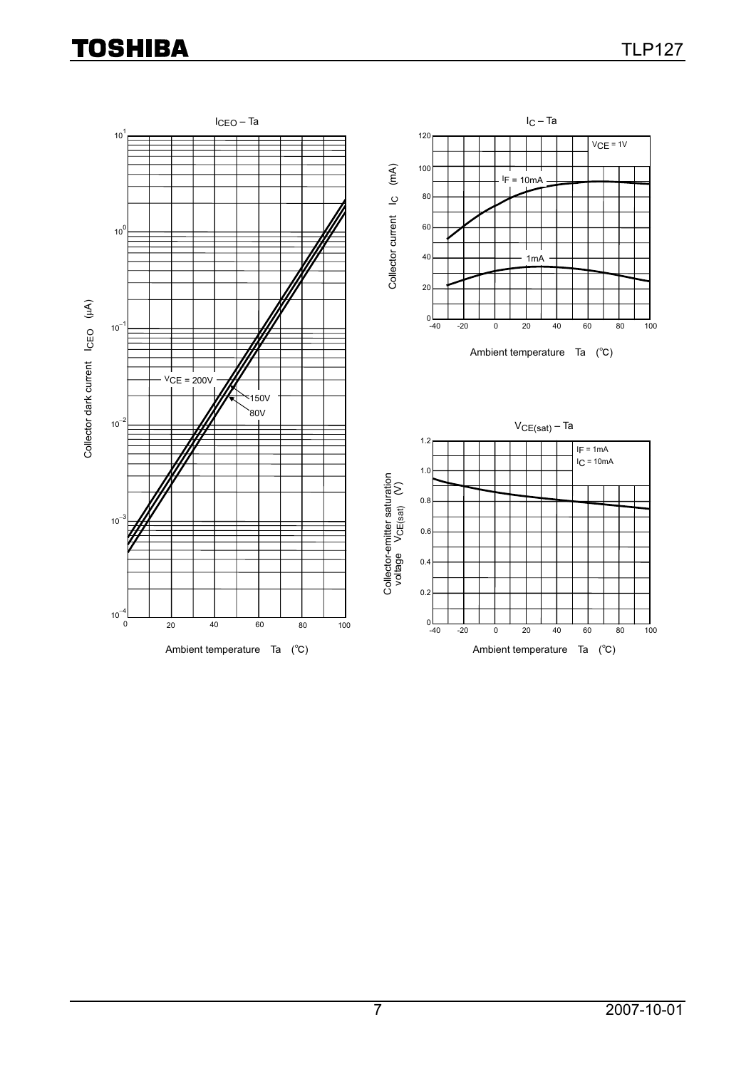$I_{CEO}$ – Ta

Collector dark current $I_{CEO}$ (μA)

$10^{1}$

$10^{0}$

$10^{-1}$

$10^{-2}$

$10^{-3}$

$10^{-4}$

$V_{CE}$ = 200V

150V

80V

0 20 40 60 80 100

Ambient temperature Ta (°C)

$I_C$ – Ta

Collector current $I_C$ (mA)

120 100 80 60 40 20 0

$V_{CE}$ = 1V

$I_F$ = 10mA

1mA

-40 -20 0 20 40 60 80 100

Ambient temperature Ta (°C)

$V_{CE(sat)}$ – Ta

Collector-emitter saturation voltage $V_{CE(sat)}$ (V)

1.2 1.0 0.8 0.6 0.4 0.2 0

$I_F$ = 1mA

$I_C$ = 10mA

-40 -20 0 20 40 60 80 100

Ambient temperature Ta (°C)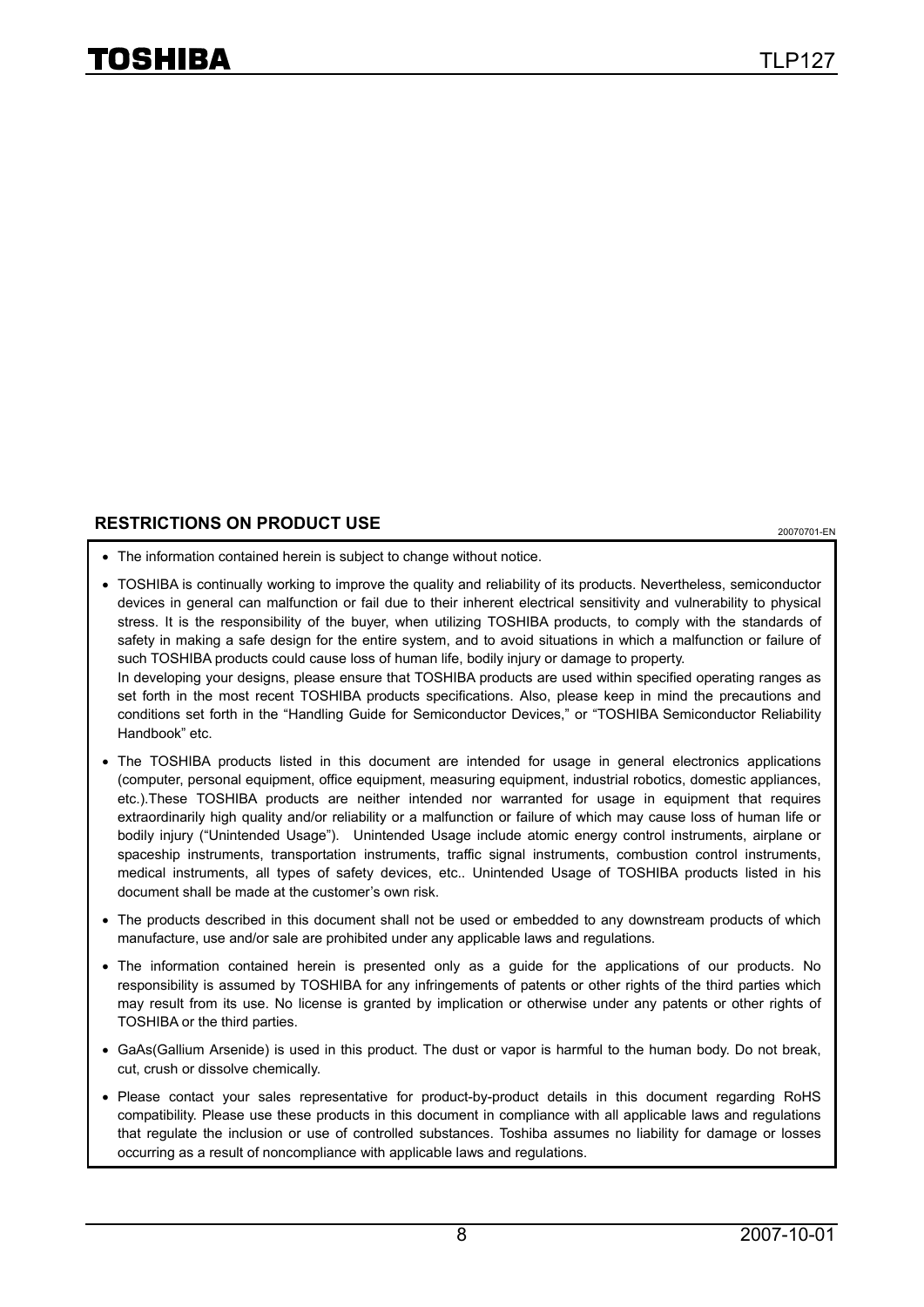## RESTRICTIONS ON PRODUCT USE

20070701-EN

- The information contained herein is subject to change without notice.
- TOSHIBA is continually working to improve the quality and reliability of its products. Nevertheless, semiconductor devices in general can malfunction or fail due to their inherent electrical sensitivity and vulnerability to physical stress. It is the responsibility of the buyer, when utilizing TOSHIBA products, to comply with the standards of safety in making a safe design for the entire system, and to avoid situations in which a malfunction or failure of such TOSHIBA products could cause loss of human life, bodily injury or damage to property.
  In developing your designs, please ensure that TOSHIBA products are used within specified operating ranges as set forth in the most recent TOSHIBA products specifications. Also, please keep in mind the precautions and conditions set forth in the "Handling Guide for Semiconductor Devices," or "TOSHIBA Semiconductor Reliability Handbook" etc.
- The TOSHIBA products listed in this document are intended for usage in general electronics applications (computer, personal equipment, office equipment, measuring equipment, industrial robotics, domestic appliances, etc.).These TOSHIBA products are neither intended nor warranted for usage in equipment that requires extraordinarily high quality and/or reliability or a malfunction or failure of which may cause loss of human life or bodily injury ("Unintended Usage"). Unintended Usage include atomic energy control instruments, airplane or spaceship instruments, transportation instruments, traffic signal instruments, combustion control instruments, medical instruments, all types of safety devices, etc.. Unintended Usage of TOSHIBA products listed in his document shall be made at the customer's own risk.
- The products described in this document shall not be used or embedded to any downstream products of which manufacture, use and/or sale are prohibited under any applicable laws and regulations.
- The information contained herein is presented only as a guide for the applications of our products. No responsibility is assumed by TOSHIBA for any infringements of patents or other rights of the third parties which may result from its use. No license is granted by implication or otherwise under any patents or other rights of TOSHIBA or the third parties.
- GaAs(Gallium Arsenide) is used in this product. The dust or vapor is harmful to the human body. Do not break, cut, crush or dissolve chemically.
- Please contact your sales representative for product-by-product details in this document regarding RoHS compatibility. Please use these products in this document in compliance with all applicable laws and regulations that regulate the inclusion or use of controlled substances. Toshiba assumes no liability for damage or losses occurring as a result of noncompliance with applicable laws and regulations.